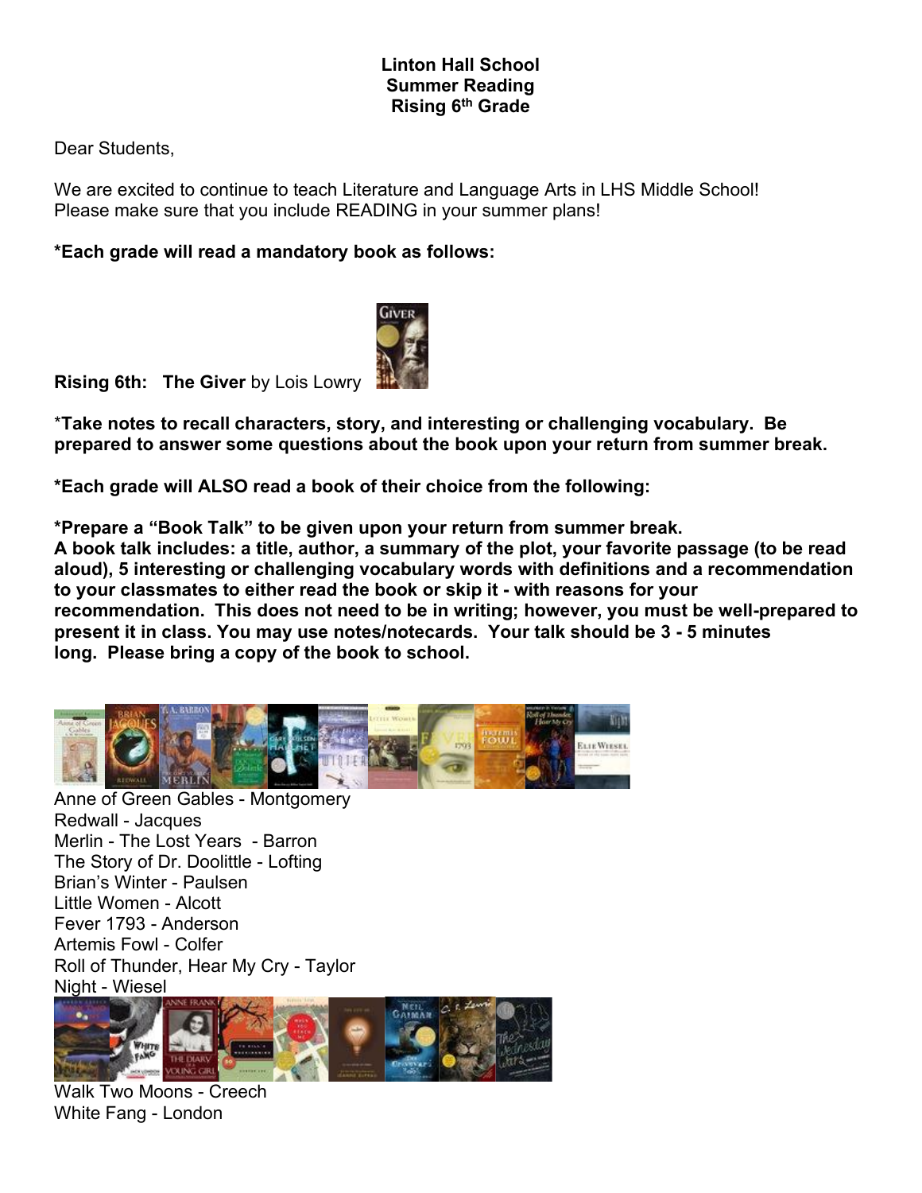# Linton Hall School
## Summer Reading
## Rising 6th Grade

Dear Students,

We are excited to continue to teach Literature and Language Arts in LHS Middle School! Please make sure that you include READING in your summer plans!

**\*Each grade will read a mandatory book as follows:**

**Rising 6th: The Giver** by Lois Lowry

\***Take notes to recall characters, story, and interesting or challenging vocabulary. Be prepared to answer some questions about the book upon your return from summer break.**

**\*Each grade will ALSO read a book of their choice from the following:**

**\*Prepare a "Book Talk" to be given upon your return from summer break.**
**A book talk includes: a title, author, a summary of the plot, your favorite passage (to be read aloud), 5 interesting or challenging vocabulary words with definitions and a recommendation to your classmates to either read the book or skip it - with reasons for your recommendation. This does not need to be in writing; however, you must be well-prepared to present it in class. You may use notes/notecards. Your talk should be 3 - 5 minutes long. Please bring a copy of the book to school.**

Anne of Green Gables - Montgomery
Redwall - Jacques
Merlin - The Lost Years - Barron
The Story of Dr. Doolittle - Lofting
Brian's Winter - Paulsen
Little Women - Alcott
Fever 1793 - Anderson
Artemis Fowl - Colfer
Roll of Thunder, Hear My Cry - Taylor
Night - Wiesel

Walk Two Moons - Creech
White Fang - London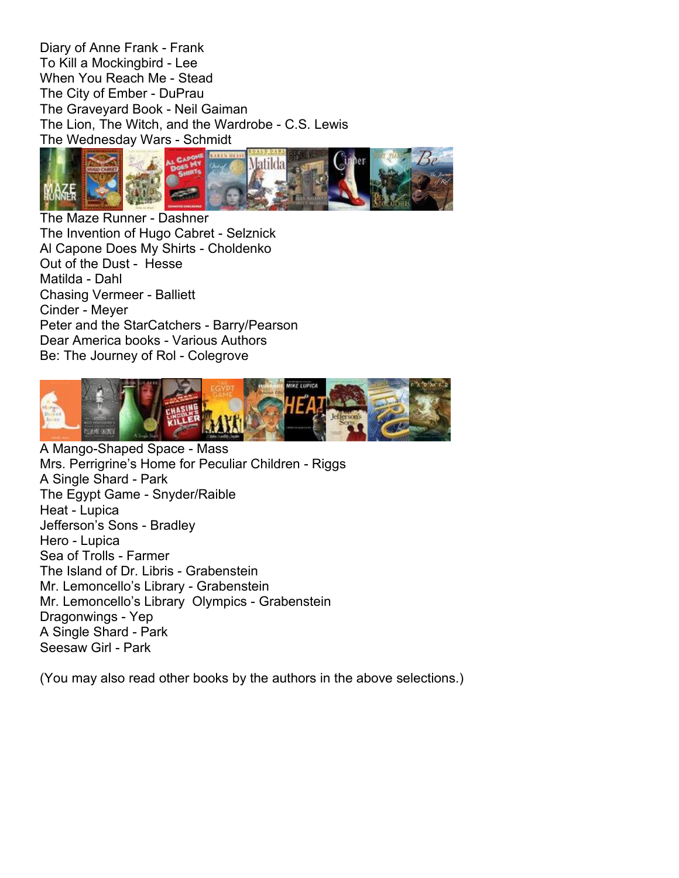Diary of Anne Frank - Frank
To Kill a Mockingbird - Lee
When You Reach Me - Stead
The City of Ember - DuPrau
The Graveyard Book - Neil Gaiman
The Lion, The Witch, and the Wardrobe - C.S. Lewis
The Wednesday Wars - Schmidt

The Maze Runner - Dashner
The Invention of Hugo Cabret - Selznick
Al Capone Does My Shirts - Choldenko
Out of the Dust - Hesse
Matilda - Dahl
Chasing Vermeer - Balliett
Cinder - Meyer
Peter and the StarCatchers - Barry/Pearson
Dear America books - Various Authors
Be: The Journey of Rol - Colegrove

A Mango-Shaped Space - Mass
Mrs. Perrigrine's Home for Peculiar Children - Riggs
A Single Shard - Park
The Egypt Game - Snyder/Raible
Heat - Lupica
Jefferson's Sons - Bradley
Hero - Lupica
Sea of Trolls - Farmer
The Island of Dr. Libris - Grabenstein
Mr. Lemoncello's Library - Grabenstein
Mr. Lemoncello's Library  Olympics - Grabenstein
Dragonwings - Yep
A Single Shard - Park
Seesaw Girl - Park

(You may also read other books by the authors in the above selections.)